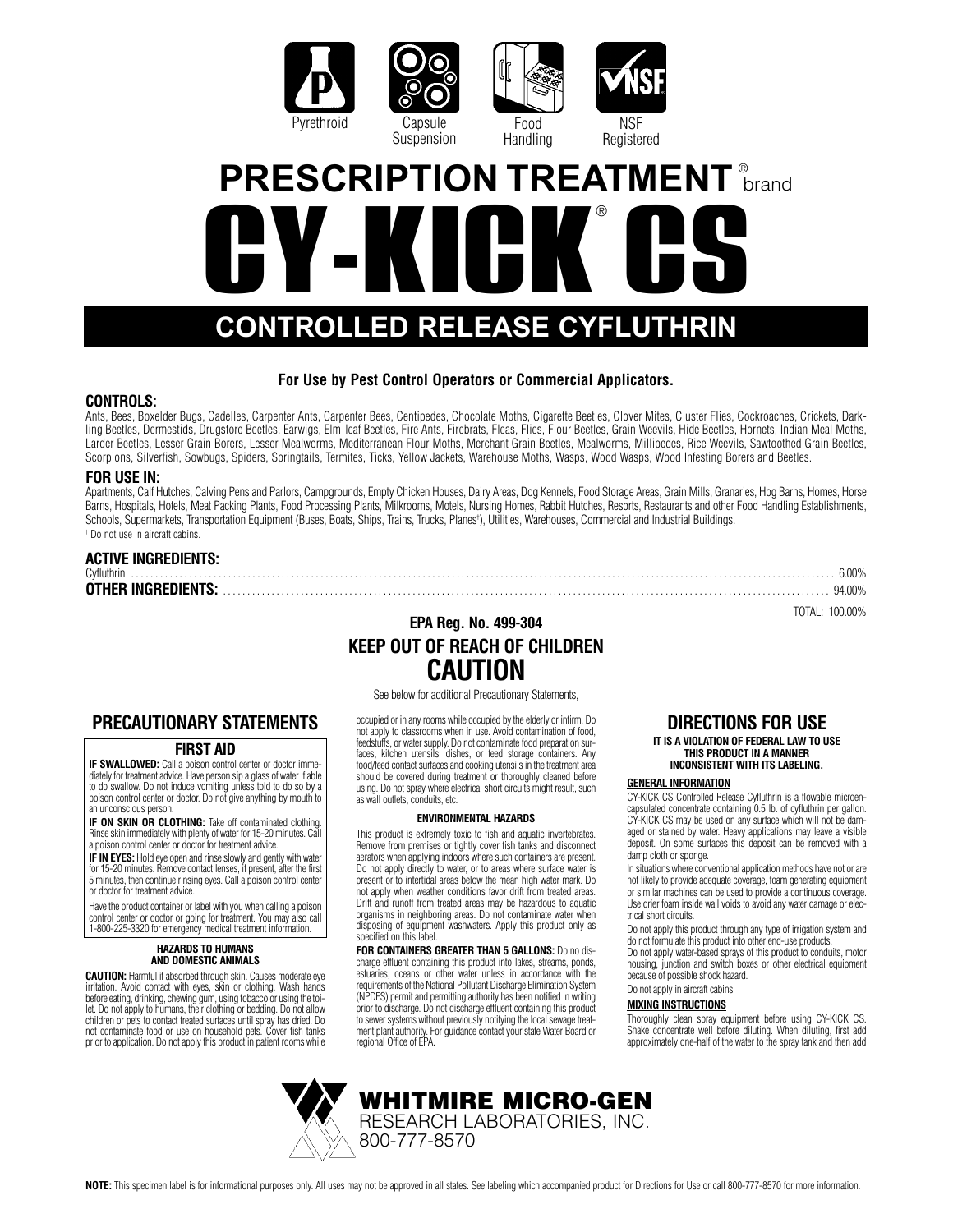Pyrethroid | Capsule Suspension | Food Handling | NSF Registered

# PRESCRIPTION TREATMENT® brand CY-KICK® CS

## CONTROLLED RELEASE CYFLUTHRIN

**For Use by Pest Control Operators or Commercial Applicators.**

### CONTROLS:

Ants, Bees, Boxelder Bugs, Cadelles, Carpenter Ants, Carpenter Bees, Centipedes, Chocolate Moths, Cigarette Beetles, Clover Mites, Cluster Flies, Cockroaches, Crickets, Darkling Beetles, Dermestids, Drugstore Beetles, Earwigs, Elm-leaf Beetles, Fire Ants, Firebrats, Fleas, Flies, Flour Beetles, Grain Weevils, Hide Beetles, Hornets, Indian Meal Moths, Larder Beetles, Lesser Grain Borers, Lesser Mealworms, Mediterranean Flour Moths, Merchant Grain Beetles, Mealworms, Millipedes, Rice Weevils, Sawtoothed Grain Beetles, Scorpions, Silverfish, Sowbugs, Spiders, Springtails, Termites, Ticks, Yellow Jackets, Warehouse Moths, Wasps, Wood Wasps, Wood Infesting Borers and Beetles.

### FOR USE IN:

Apartments, Calf Hutches, Calving Pens and Parlors, Campgrounds, Empty Chicken Houses, Dairy Areas, Dog Kennels, Food Storage Areas, Grain Mills, Granaries, Hog Barns, Homes, Horse Barns, Hospitals, Hotels, Meat Packing Plants, Food Processing Plants, Milkrooms, Motels, Nursing Homes, Rabbit Hutches, Resorts, Restaurants and other Food Handling Establishments, Schools, Supermarkets, Transportation Equipment (Buses, Boats, Ships, Trains, Trucks, Planes[†]), Utilities, Warehouses, Commercial and Industrial Buildings.

[†] Do not use in aircraft cabins.

### ACTIVE INGREDIENTS:

| | |
|---|---|
| Cyfluthrin | 6.00% |
| **OTHER INGREDIENTS:** | 94.00% |
| | TOTAL: 100.00% |

**EPA Reg. No. 499-304**

**KEEP OUT OF REACH OF CHILDREN**

**CAUTION**

See below for additional Precautionary Statements,

## PRECAUTIONARY STATEMENTS

### FIRST AID

**IF SWALLOWED:** Call a poison control center or doctor immediately for treatment advice. Have person sip a glass of water if able to do swallow. Do not induce vomiting unless told to do so by a poison control center or doctor. Do not give anything by mouth to an unconscious person.

**IF ON SKIN OR CLOTHING:** Take off contaminated clothing. Rinse skin immediately with plenty of water for 15-20 minutes. Call a poison control center or doctor for treatment advice.

**IF IN EYES:** Hold eye open and rinse slowly and gently with water for 15-20 minutes. Remove contact lenses, if present, after the first 5 minutes, then continue rinsing eyes. Call a poison control center or doctor for treatment advice.

Have the product container or label with you when calling a poison control center or doctor or going for treatment. You may also call 1-800-225-3320 for emergency medical treatment information.

#### HAZARDS TO HUMANS AND DOMESTIC ANIMALS

**CAUTION:** Harmful if absorbed through skin. Causes moderate eye irritation. Avoid contact with eyes, skin or clothing. Wash hands before eating, drinking, chewing gum, using tobacco or using the toilet. Do not apply to humans, their clothing or bedding. Do not allow children or pets to contact treated surfaces until spray has dried. Do not contaminate food or use on household pets. Cover fish tanks prior to application. Do not apply this product in patient rooms while occupied or in any rooms while occupied by the elderly or infirm. Do not apply to classrooms when in use. Avoid contamination of food, feedstuffs, or water supply. Do not contaminate food preparation surfaces, kitchen utensils, dishes, or feed storage containers. Any food/feed contact surfaces and cooking utensils in the treatment area should be covered during treatment or thoroughly cleaned before using. Do not spray where electrical short circuits might result, such as wall outlets, conduits, etc.

#### ENVIRONMENTAL HAZARDS

This product is extremely toxic to fish and aquatic invertebrates. Remove from premises or tightly cover fish tanks and disconnect aerators when applying indoors where such containers are present. Do not apply directly to water, or to areas where surface water is present or to intertidal areas below the mean high water mark. Do not apply when weather conditions favor drift from treated areas. Drift and runoff from treated areas may be hazardous to aquatic organisms in neighboring areas. Do not contaminate water when disposing of equipment washwaters. Apply this product only as specified on this label.

**FOR CONTAINERS GREATER THAN 5 GALLONS:** Do no discharge effluent containing this product into lakes, streams, ponds, estuaries, oceans or other water unless in accordance with the requirements of the National Pollutant Discharge Elimination System (NPDES) permit and permitting authority has been notified in writing prior to discharge. Do not discharge effluent containing this product to sewer systems without previously notifying the local sewage treatment plant authority. For guidance contact your state Water Board or regional Office of EPA.

## DIRECTIONS FOR USE

**IT IS A VIOLATION OF FEDERAL LAW TO USE THIS PRODUCT IN A MANNER INCONSISTENT WITH ITS LABELING.**

#### GENERAL INFORMATION

CY-KICK CS Controlled Release Cyfluthrin is a flowable microencapsulated concentrate containing 0.5 lb. of cyfluthrin per gallon. CY-KICK CS may be used on any surface which will not be damaged or stained by water. Heavy applications may leave a visible deposit. On some surfaces this deposit can be removed with a damp cloth or sponge.

In situations where conventional application methods have not or are not likely to provide adequate coverage, foam generating equipment or similar machines can be used to provide a continuous coverage. Use drier foam inside wall voids to avoid any water damage or electrical short circuits.

Do not apply this product through any type of irrigation system and do not formulate this product into other end-use products.

Do not apply water-based sprays of this product to conduits, motor housing, junction and switch boxes or other electrical equipment because of possible shock hazard.

Do not apply in aircraft cabins.

#### MIXING INSTRUCTIONS

Thoroughly clean spray equipment before using CY-KICK CS. Shake concentrate well before diluting. When diluting, first add approximately one-half of the water to the spray tank and then add

**WHITMIRE MICRO-GEN**
RESEARCH LABORATORIES, INC.
800-777-8570

**NOTE:** This specimen label is for informational purposes only. All uses may not be approved in all states. See labeling which accompanied product for Directions for Use or call 800-777-8570 for more information.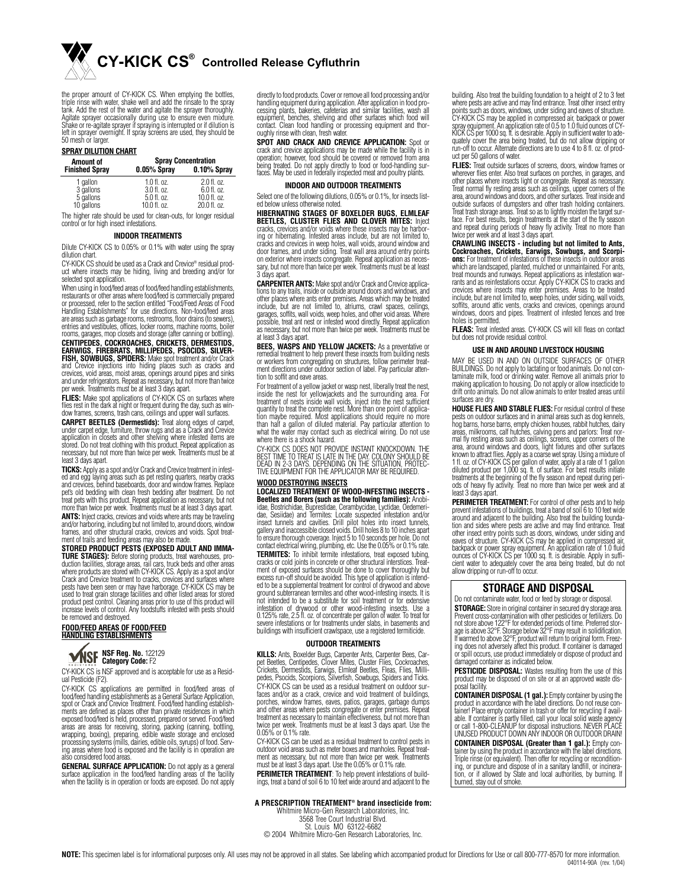# CY-KICK CS® Controlled Release Cyfluthrin

the proper amount of CY-KICK CS. When emptying the bottles, triple rinse with water, shake well and add the rinsate to the spray tank. Add the rest of the water and agitate the sprayer thoroughly. Agitate sprayer occasionally during use to ensure even mixture. Shake or re-agitate sprayer if spraying is interrupted or if dilution is left in sprayer overnight. If spray screens are used, they should be 50 mesh or larger.

**SPRAY DILUTION CHART**

| Amount of Finished Spray | Spray Concentration 0.05% Spray | 0.10% Spray |
|---|---|---|
| 1 gallon | 1.0 fl. oz. | 2.0 fl. oz. |
| 3 gallons | 3.0 fl. oz. | 6.0 fl. oz. |
| 5 gallons | 5.0 fl. oz. | 10.0 fl. oz. |
| 10 gallons | 10.0 fl. oz. | 20.0 fl. oz. |

The higher rate should be used for clean-outs, for longer residual control or for high insect infestations.

## INDOOR TREATMENTS

Dilute CY-KICK CS to 0.05% or 0.1% with water using the spray dilution chart.

CY-KICK CS should be used as a Crack and Crevice® residual product where insects may be hiding, living and breeding and/or for selected spot application.

When using in food/feed areas of food/feed handling establishments, restaurants or other areas where food/feed is commercially prepared or processed, refer to the section entitled "Food/Feed Areas of Food Handling Establishments" for use directions. Non-food/feed areas are areas such as garbage rooms, restrooms, floor drains (to sewers), entries and vestibules, offices, locker rooms, machine rooms, boiler rooms, garages, mop closets and storage (after canning or bottling).

**CENTIPEDES, COCKROACHES, CRICKETS, DERMESTIDS, EARWIGS, FIREBRATS, MILLIPEDES, PSOCIDS, SILVERFISH, SOWBUGS, SPIDERS:** Make spot treatment and/or Crack and Crevice injections into hiding places such as cracks and crevices, void areas, moist areas, openings around pipes and sinks and under refrigerators. Repeat as necessary, but not more than twice per week. Treatments must be at least 3 days apart.

**FLIES:** Make spot applications of CY-KICK CS on surfaces where flies rest in the dark at night or frequent during the day, such as window frames, screens, trash cans, ceilings and upper wall surfaces.

**CARPET BEETLES (Dermestids):** Treat along edges of carpet, under carpet edge, furniture, throw rugs and as a Crack and Crevice application in closets and other shelving where infested items are stored. Do not treat clothing with this product. Repeat application as necessary, but not more than twice per week. Treatments must be at least 3 days apart.

**TICKS:** Apply as a spot and/or Crack and Crevice treatment in infested and egg laying areas such as pet resting quarters, nearby cracks and crevices, behind baseboards, door and window frames. Replace pet's old bedding with clean fresh bedding after treatment. Do not treat pets with this product. Repeat application as necessary, but not more than twice per week. Treatments must be at least 3 days apart.

**ANTS:** Inject cracks, crevices and voids where ants may be traveling and/or harboring, including but not limited to, around doors, window frames, and other structural cracks, crevices and voids. Spot treatment of trails and feeding areas may also be made.

**STORED PRODUCT PESTS (EXPOSED ADULT AND IMMATURE STAGES):** Before storing products, treat warehouses, production facilities, storage areas, rail cars, truck beds and other areas where products are stored with CY-KICK CS. Apply as a spot and/or Crack and Crevice treatment to cracks, crevices and surfaces where pests have been seen or may have harborage. CY-KICK CS may be used to treat grain storage facilities and other listed areas for stored product pest control. Cleaning areas prior to use of this product will increase levels of control. Any foodstuffs infested with pests should be removed and destroyed.

**FOOD/FEED AREAS OF FOOD/FEED HANDLING ESTABLISHMENTS**

**NSF Reg. No.** 122129
**Category Code:** F2

CY-KICK CS is NSF approved and is acceptable for use as a Residual Pesticide (F2).

CY-KICK CS applications are permitted in food/feed areas of food/feed handling establishments as a General Surface Application, spot or Crack and Crevice Treatment. Food/feed handling establishments are defined as places other than private residences in which exposed food/feed is held, processed, prepared or served. Food/feed areas are areas for receiving, storing, packing (canning, bottling, wrapping, boxing), preparing, edible waste storage and enclosed processing systems (mills, dairies, edible oils, syrups) of food. Serving areas where food is exposed and the facility is in operation are also considered food areas.

**GENERAL SURFACE APPLICATION:** Do not apply as a general surface application in the food/feed handling areas of the facility when the facility is in operation or foods are exposed. Do not apply directly to food products. Cover or remove all food processing and/or handling equipment during application. After application in food processing plants, bakeries, cafeterias and similar facilities, wash all equipment, benches, shelving and other surfaces which food will contact. Clean food handling or processing equipment and thoroughly rinse with clean, fresh water.

**SPOT AND CRACK AND CREVICE APPLICATION:** Spot or crack and crevice applications may be made while the facility is in operation; however, food should be covered or removed from area being treated. Do not apply directly to food or food-handling surfaces. May be used in federally inspected meat and poultry plants.

## INDOOR AND OUTDOOR TREATMENTS

Select one of the following dilutions, 0.05% or 0.1%, for insects listed below unless otherwise noted.

**HIBERNATING STAGES OF BOXELDER BUGS, ELMLEAF BEETLES, CLUSTER FLIES AND CLOVER MITES:** Inject cracks, crevices and/or voids where these insects may be harboring or hibernating. Infested areas include, but are not limited to, cracks and crevices in weep holes, wall voids, around window and door frames, and under siding. Treat wall area around entry points on exterior where insects congregate. Repeat application as necessary, but not more than twice per week. Treatments must be at least 3 days apart.

**CARPENTER ANTS:** Make spot and/or Crack and Crevice applications to any trails, inside or outside around doors and windows, and other places where ants enter premises. Areas which may be treated include, but are not limited to, atriums, crawl spaces, ceilings, garages, soffits, wall voids, weep holes, and other void areas. Where possible, treat ant nest or infested wood directly. Repeat application as necessary, but not more than twice per week. Treatments must be at least 3 days apart.

**BEES, WASPS AND YELLOW JACKETS:** As a preventative or remedial treatment to help prevent these insects from building nests or workers from congregating on structures, follow perimeter treatment directions under outdoor section of label. Pay particular attention to soffit and eave areas.

For treatment of a yellow jacket or wasp nest, liberally treat the nest, inside the nest for yellowjackets and the surrounding area. For treatment of nests inside wall voids, inject into the nest sufficient quantity to treat the complete nest. More than one point of application maybe required. Most applications should require no more than half a gallon of diluted material. Pay particular attention to what the water may contact such as electrical wiring. Do not use where there is a shock hazard.

CY-KICK CS DOES NOT PROVIDE INSTANT KNOCKDOWN. THE BEST TIME TO TREAT IS LATE IN THE DAY. COLONY SHOULD BE DEAD IN 2-3 DAYS. DEPENDING ON THE SITUATION, PROTECTIVE EQUIPMENT FOR THE APPLICATOR MAY BE REQUIRED.

**WOOD DESTROYING INSECTS**

**LOCALIZED TREATMENT OF WOOD-INFESTING INSECTS - Beetles and Borers (such as the following families):** Anobiidae, Bostrichidae, Buprestidae, Cerambycidae, Lyctidae, Oedemeridae, Sesiidae) and Termites: Locate suspected infestation and/or insect tunnels and cavities. Drill pilot holes into insect tunnels, gallery and inaccessible closed voids. Drill holes 8 to 10 inches apart to ensure thorough coverage. Inject 5 to 10 seconds per hole. Do not contact electrical wiring, plumbing, etc. Use the 0.05% or 0.1% rate.

**TERMITES:** To inhibit termite infestations, treat exposed tubing, cracks or cold joints in concrete or other structural interstices. Treatment of exposed surfaces should be done to cover thoroughly but excess run-off should be avoided. This type of application is intended to be a supplemental treatment for control of drywood and above ground subterranean termites and other wood-infesting insects. It is not intended to be a substitute for soil treatment or for extensive infestation of drywood or other wood-infesting insects. Use a 0.125% rate, 2.5 fl. oz. of concentrate per gallon of water. To treat for severe infestations or for treatments under slabs, in basements and buildings with insufficient crawlspace, use a registered termiticide.

## OUTDOOR TREATMENTS

**KILLS:** Ants, Boxelder Bugs, Carpenter Ants, Carpenter Bees, Carpet Beetles, Centipedes, Clover Mites, Cluster Flies, Cockroaches, Crickets, Dermestids, Earwigs, Elmleaf Beetles, Fleas, Flies, Millipedes, Psocids, Scorpions, Silverfish, Sowbugs, Spiders and Ticks. CY-KICK CS can be used as a residual treatment on outdoor surfaces and/or as a crack, crevice and void treatment of buildings, porches, window frames, eaves, patios, garages, garbage dumps and other areas where pests congregate or enter premises. Repeat treatment as necessary to maintain effectiveness, but not more than twice per week. Treatments must be at least 3 days apart. Use the 0.05% or 0.1% rate.

CY-KICK CS can be used as a residual treatment to control pests in outdoor void areas such as meter boxes and manholes. Repeat treatment as necessary, but not more than twice per week. Treatments must be at least 3 days apart. Use the 0.05% or 0.1% rate.

**PERIMETER TREATMENT**: To help prevent infestations of buildings, treat a band of soil 6 to 10 feet wide around and adjacent to the building. Also treat the building foundation to a height of 2 to 3 feet where pests are active and may find entrance. Treat other insect entry points such as doors, windows, under siding and eaves of structure. CY-KICK CS may be applied in compressed air, backpack or power spray equipment. An application rate of 0.5 to 1.0 fluid ounces of CY-KICK CS per 1000 sq. ft. is desirable. Apply in sufficient water to adequately cover the area being treated, but do not allow dripping or run-off to occur. Alternate directions are to use 4 to 8 fl. oz. of product per 50 gallons of water.

**FLIES:** Treat outside surfaces of screens, doors, window frames or wherever flies enter. Also treat surfaces on porches, in garages, and other places where insects light or congregate. Repeat as necessary. Treat normal fly resting areas such as ceilings, upper corners of the area, around windows and doors, and other surfaces. Treat inside and outside surfaces of dumpsters and other trash holding containers. Treat trash storage areas. Treat so as to lightly moisten the target surface. For best results, begin treatments at the start of the fly season and repeat during periods of heavy fly activity. Treat no more than twice per week and at least 3 days apart.

**CRAWLING INSECTS - including but not limited to Ants, Cockroaches, Crickets, Earwigs, Sowbugs, and Scorpions:** For treatment of infestations of these insects in outdoor areas which are landscaped, planted, mulched or unmaintained. For ants, treat mounds and runways. Repeat applications as infestation warrants and as reinfestations occur. Apply CY-KICK CS to cracks and crevices where insects may enter premises. Areas to be treated include, but are not limited to, weep holes, under siding, wall voids, soffits, around attic vents, cracks and crevices, openings around windows, doors and pipes. Treatment of infested fences and tree holes is permitted.

**FLEAS:** Treat infested areas. CY-KICK CS will kill fleas on contact but does not provide residual control.

## USE IN AND AROUND LIVESTOCK HOUSING

MAY BE USED IN AND ON OUTSIDE SURFACES OF OTHER BUILDINGS. Do not apply to lactating or food animals. Do not contaminate milk, food or drinking water. Remove all animals prior to making application to housing. Do not apply or allow insecticide to drift onto animals. Do not allow animals to enter treated areas until surfaces are dry.

**HOUSE FLIES AND STABLE FLIES:** For residual control of these pests on outdoor surfaces and in animal areas such as dog kennels, hog barns, horse barns, empty chicken houses, rabbit hutches, dairy areas, milkrooms, calf hutches, calving pens and parlors: Treat normal fly resting areas such as ceilings, screens, upper corners of the area, around windows and doors, light fixtures and other surfaces known to attract flies. Apply as a coarse wet spray. Using a mixture of 1 fl. oz. of CY-KICK CS per gallon of water, apply at a rate of 1 gallon diluted product per 1,000 sq. ft. of surface. For best results initiate treatments at the beginning of the fly season and repeat during periods of heavy fly activity. Treat no more than twice per week and at least 3 days apart.

**PERIMETER TREATMENT:** For control of other pests and to help prevent infestations of buildings, treat a band of soil 6 to 10 feet wide around and adjacent to the building. Also treat the building foundation and sides where pests are active and may find entrance. Treat other insect entry points such as doors, windows, under siding and eaves of structure. CY-KICK CS may be applied in compressed air, backpack or power spray equipment. An application rate of 1.0 fluid ounces of CY-KICK CS per 1000 sq. ft. is desirable. Apply in sufficient water to adequately cover the area being treated, but do not allow dripping or run-off to occur.

## STORAGE AND DISPOSAL

Do not contaminate water, food or feed by storage or disposal.

**STORAGE:** Store in original container in secured dry storage area. Prevent cross-contamination with other pesticides or fertilizers. Do not store above 122°F for extended periods of time. Preferred storage is above 32°F. Storage below 32°F may result in solidification. If warmed to above 32°F, product will return to original form. Freezing does not adversely affect this product. If container is damaged or spill occurs, use product immediately or dispose of product and damaged container as indicated below.

**PESTICIDE DISPOSAL:** Wastes resulting from the use of this product may be disposed of on site or at an approved waste disposal facility.

**CONTAINER DISPOSAL (1 gal.):** Empty container by using the product in accordance with the label directions. Do not reuse container! Place empty container in trash or offer for recycling if available. If container is partly filled, call your local solid waste agency or call 1-800-CLEANUP for disposal instructions. NEVER PLACE UNUSED PRODUCT DOWN ANY INDOOR OR OUTDOOR DRAIN!

**CONTAINER DISPOSAL (Greater than 1 gal.):** Empty container by using the product in accordance with the label directions. Triple rinse (or equivalent). Then offer for recycling or reconditioning, or puncture and dispose of in a sanitary landfill, or incineration, or if allowed by State and local authorities, by burning. If burned, stay out of smoke.

**A PRESCRIPTION TREATMENT® brand insecticide from:**
Whitmire Micro-Gen Research Laboratories, Inc.
3568 Tree Court Industrial Blvd.
St. Louis MO 63122-6682
© 2004 Whitmire Micro-Gen Research Laboratories, Inc.

**NOTE:** This specimen label is for informational purposes only. All uses may not be approved in all states. See labeling which accompanied product for Directions for Use or call 800-777-8570 for more information.

040114-90A (rev. 1/04)